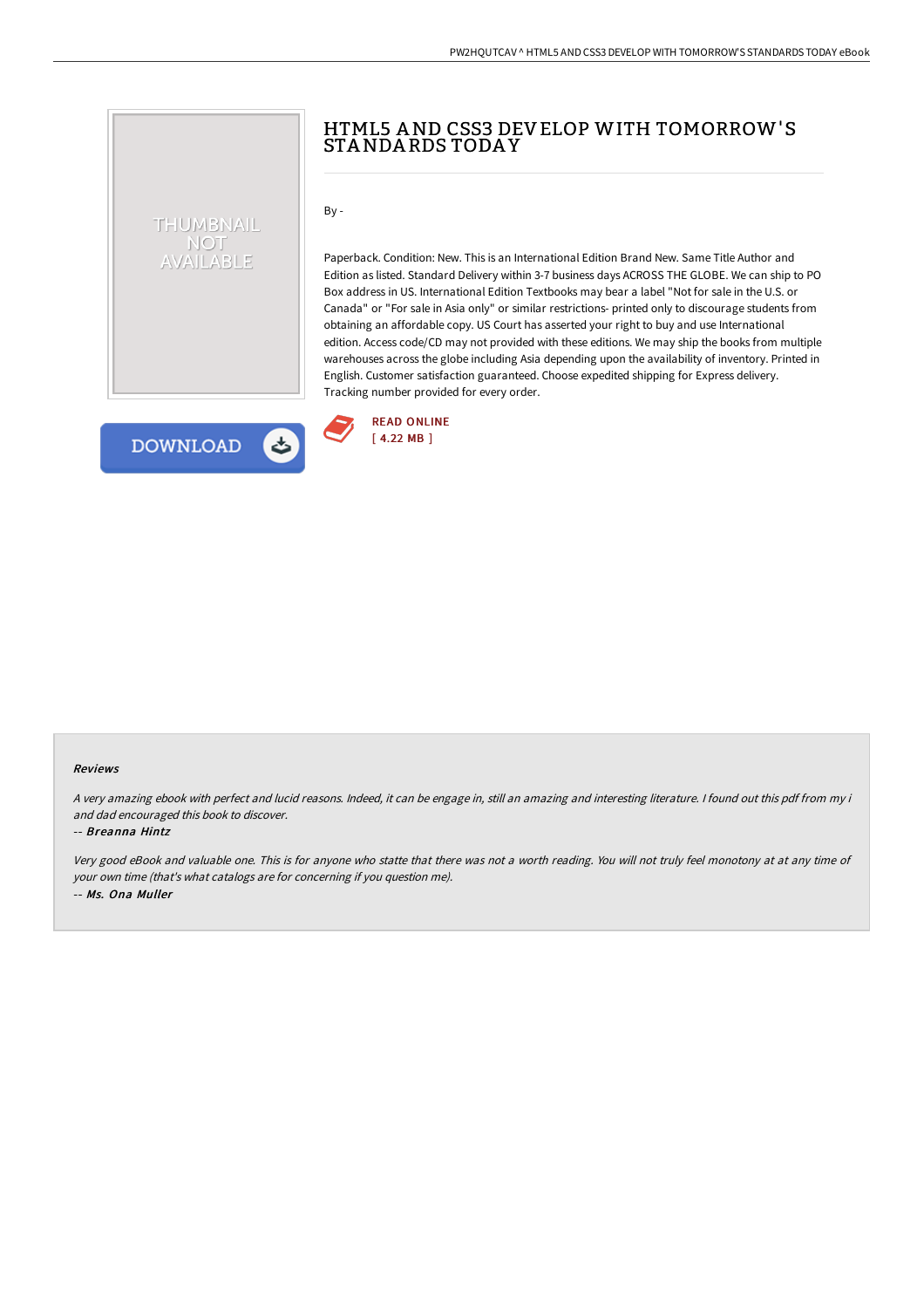# HTML5 AND CSS3 DEVELOP WITH TOMORROW'S STANDARDS TODAY

By -

Paperback. Condition: New. This is an International Edition Brand New. Same Title Author and Edition as listed. Standard Delivery within 3-7 business days ACROSS THE GLOBE. We can ship to PO Box address in US. International Edition Textbooks may bear a label "Not for sale in the U.S. or Canada" or "For sale in Asia only" or similar restrictions- printed only to discourage students from obtaining an affordable copy. US Court has asserted your right to buy and use International edition. Access code/CD may not provided with these editions. We may ship the books from multiple warehouses across the globe including Asia depending upon the availability of inventory. Printed in English. Customer satisfaction guaranteed. Choose expedited shipping for Express delivery. Tracking number provided for every order.

READ ONLINE
[ 4.22 MB ]

### Reviews

*A very amazing ebook with perfect and lucid reasons. Indeed, it can be engage in, still an amazing and interesting literature. I found out this pdf from my i and dad encouraged this book to discover.*

-- ***Breanna Hintz***

*Very good eBook and valuable one. This is for anyone who statte that there was not a worth reading. You will not truly feel monotony at at any time of your own time (that's what catalogs are for concerning if you question me).*

-- ***Ms. Ona Muller***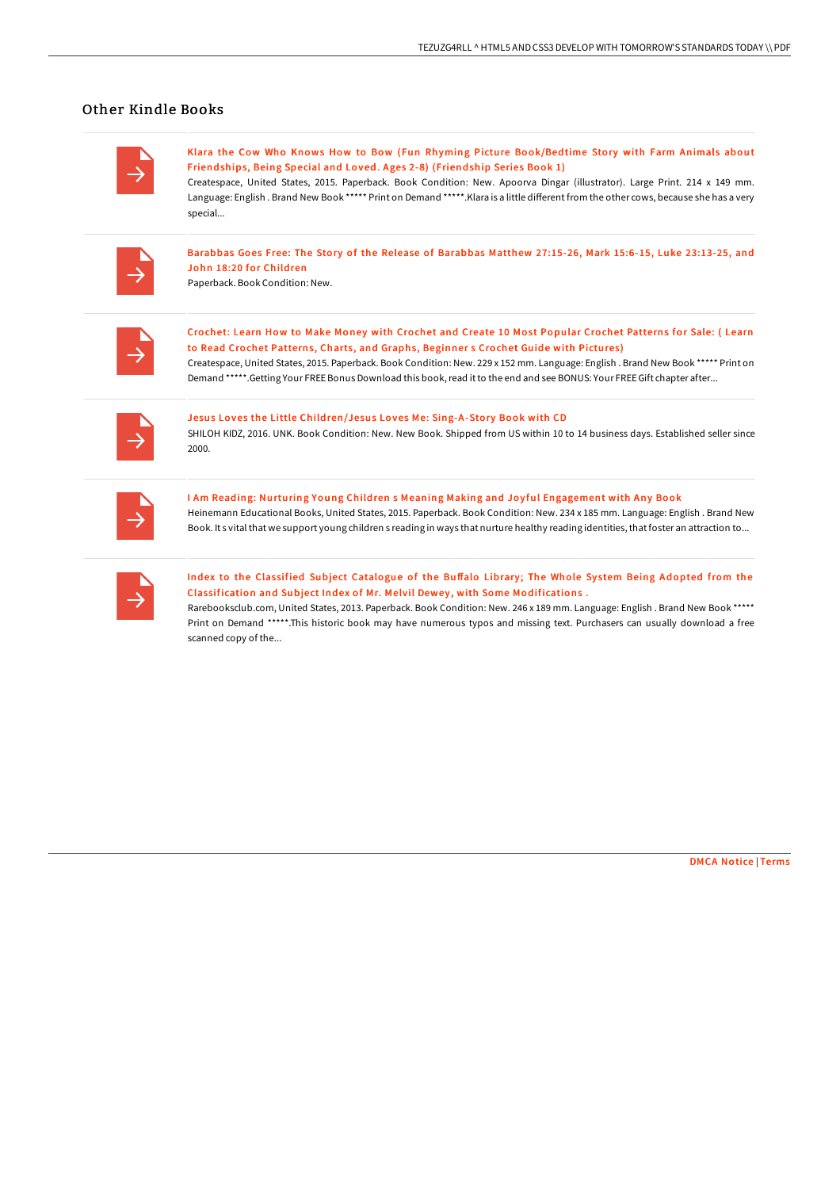## Other Kindle Books

**Klara the Cow Who Knows How to Bow (Fun Rhyming Picture Book/Bedtime Story with Farm Animals about Friendships, Being Special and Loved. Ages 2-8) (Friendship Series Book 1)**

Createspace, United States, 2015. Paperback. Book Condition: New. Apoorva Dingar (illustrator). Large Print. 214 x 149 mm. Language: English . Brand New Book ***** Print on Demand *****.Klara is a little different from the other cows, because she has a very special...

**Barabbas Goes Free: The Story of the Release of Barabbas Matthew 27:15-26, Mark 15:6-15, Luke 23:13-25, and John 18:20 for Children**

Paperback. Book Condition: New.

**Crochet: Learn How to Make Money with Crochet and Create 10 Most Popular Crochet Patterns for Sale: ( Learn to Read Crochet Patterns, Charts, and Graphs, Beginner s Crochet Guide with Pictures)**

Createspace, United States, 2015. Paperback. Book Condition: New. 229 x 152 mm. Language: English . Brand New Book ***** Print on Demand *****.Getting Your FREE Bonus Download this book, read it to the end and see BONUS: Your FREE Gift chapter after...

**Jesus Loves the Little Children/Jesus Loves Me: Sing-A-Story Book with CD**

SHILOH KIDZ, 2016. UNK. Book Condition: New. New Book. Shipped from US within 10 to 14 business days. Established seller since 2000.

**I Am Reading: Nurturing Young Children s Meaning Making and Joyful Engagement with Any Book**

Heinemann Educational Books, United States, 2015. Paperback. Book Condition: New. 234 x 185 mm. Language: English . Brand New Book. It s vital that we support young children s reading in ways that nurture healthy reading identities, that foster an attraction to...

**Index to the Classified Subject Catalogue of the Buffalo Library; The Whole System Being Adopted from the Classification and Subject Index of Mr. Melvil Dewey, with Some Modifications .**

Rarebooksclub.com, United States, 2013. Paperback. Book Condition: New. 246 x 189 mm. Language: English . Brand New Book ***** Print on Demand *****.This historic book may have numerous typos and missing text. Purchasers can usually download a free scanned copy of the...